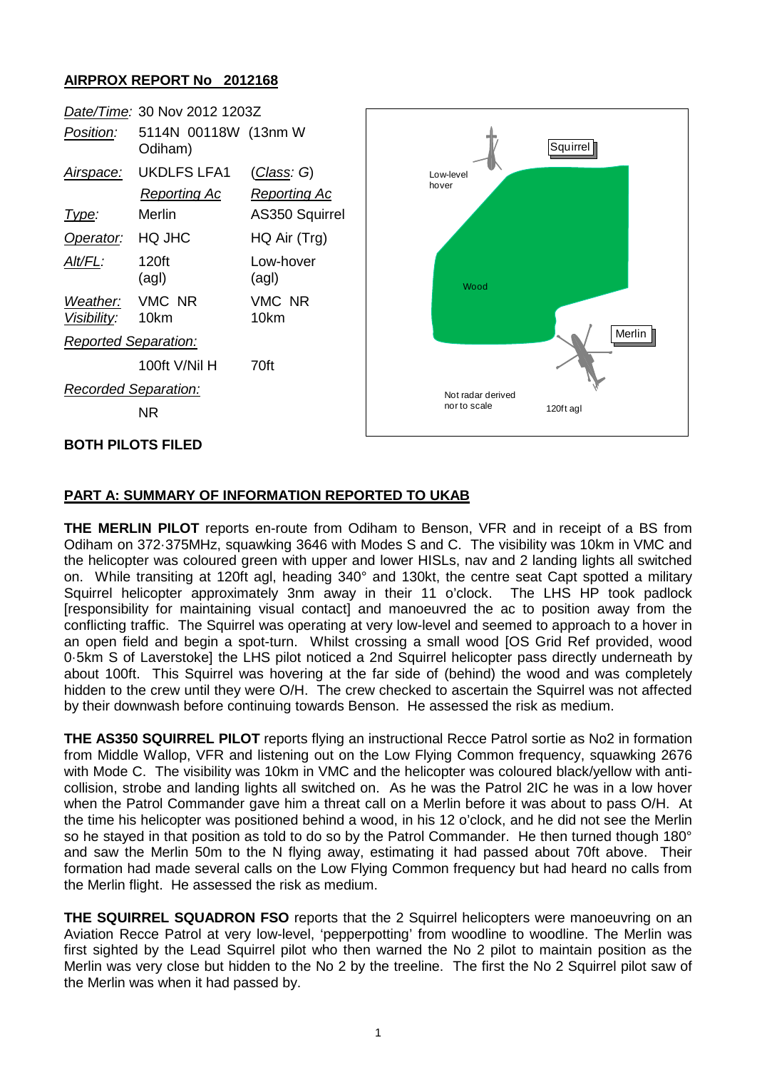**AIRPROX REPORT No 2012168**

| | | |
|---|---|---|
| *Date/Time:* | 30 Nov 2012 1203Z | |
| *Position:* | 5114N 00118W (13nm W Odiham) | |
| *Airspace:* | UKDLFS LFA1 | (*Class*: *G*) |
| | *Reporting Ac* | *Reporting Ac* |
| *Type:* | Merlin | AS350 Squirrel |
| *Operator:* | HQ JHC | HQ Air (Trg) |
| *Alt/FL:* | 120ft (agl) | Low-hover (agl) |
| *Weather:* | VMC NR | VMC NR |
| *Visibility:* | 10km | 10km |
| *Reported Separation:* | | |
| | 100ft V/Nil H | 70ft |
| *Recorded Separation:* | | |
| | NR | |

Squirrel

Low-level hover

Wood

Merlin

Not radar derived nor to scale

120ft agl

**BOTH PILOTS FILED**

**PART A: SUMMARY OF INFORMATION REPORTED TO UKAB**

**THE MERLIN PILOT** reports en-route from Odiham to Benson, VFR and in receipt of a BS from Odiham on 372·375MHz, squawking 3646 with Modes S and C. The visibility was 10km in VMC and the helicopter was coloured green with upper and lower HISLs, nav and 2 landing lights all switched on. While transiting at 120ft agl, heading 340° and 130kt, the centre seat Capt spotted a military Squirrel helicopter approximately 3nm away in their 11 o'clock. The LHS HP took padlock [responsibility for maintaining visual contact] and manoeuvred the ac to position away from the conflicting traffic. The Squirrel was operating at very low-level and seemed to approach to a hover in an open field and begin a spot-turn. Whilst crossing a small wood [OS Grid Ref provided, wood 0·5km S of Laverstoke] the LHS pilot noticed a 2nd Squirrel helicopter pass directly underneath by about 100ft. This Squirrel was hovering at the far side of (behind) the wood and was completely hidden to the crew until they were O/H. The crew checked to ascertain the Squirrel was not affected by their downwash before continuing towards Benson. He assessed the risk as medium.

**THE AS350 SQUIRREL PILOT** reports flying an instructional Recce Patrol sortie as No2 in formation from Middle Wallop, VFR and listening out on the Low Flying Common frequency, squawking 2676 with Mode C. The visibility was 10km in VMC and the helicopter was coloured black/yellow with anti-collision, strobe and landing lights all switched on. As he was the Patrol 2IC he was in a low hover when the Patrol Commander gave him a threat call on a Merlin before it was about to pass O/H. At the time his helicopter was positioned behind a wood, in his 12 o'clock, and he did not see the Merlin so he stayed in that position as told to do so by the Patrol Commander. He then turned though 180° and saw the Merlin 50m to the N flying away, estimating it had passed about 70ft above. Their formation had made several calls on the Low Flying Common frequency but had heard no calls from the Merlin flight. He assessed the risk as medium.

**THE SQUIRREL SQUADRON FSO** reports that the 2 Squirrel helicopters were manoeuvring on an Aviation Recce Patrol at very low-level, 'pepperpotting' from woodline to woodline. The Merlin was first sighted by the Lead Squirrel pilot who then warned the No 2 pilot to maintain position as the Merlin was very close but hidden to the No 2 by the treeline. The first the No 2 Squirrel pilot saw of the Merlin was when it had passed by.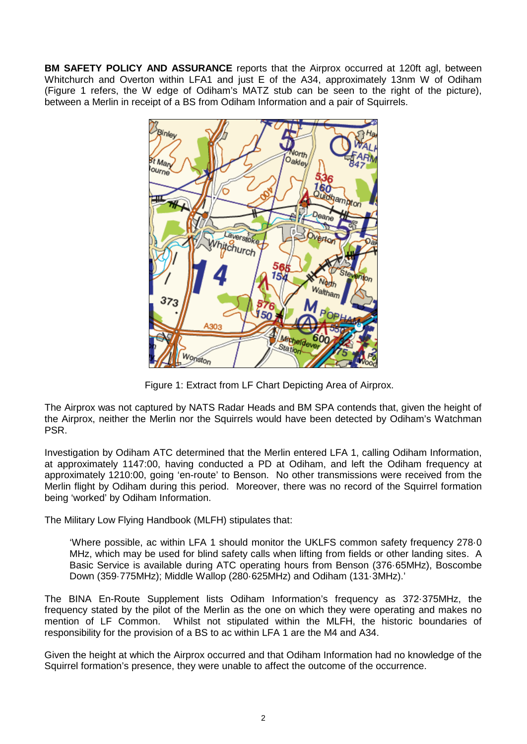**BM SAFETY POLICY AND ASSURANCE** reports that the Airprox occurred at 120ft agl, between Whitchurch and Overton within LFA1 and just E of the A34, approximately 13nm W of Odiham (Figure 1 refers, the W edge of Odiham's MATZ stub can be seen to the right of the picture), between a Merlin in receipt of a BS from Odiham Information and a pair of Squirrels.

Figure 1: Extract from LF Chart Depicting Area of Airprox.

The Airprox was not captured by NATS Radar Heads and BM SPA contends that, given the height of the Airprox, neither the Merlin nor the Squirrels would have been detected by Odiham's Watchman PSR.

Investigation by Odiham ATC determined that the Merlin entered LFA 1, calling Odiham Information, at approximately 1147:00, having conducted a PD at Odiham, and left the Odiham frequency at approximately 1210:00, going 'en-route' to Benson. No other transmissions were received from the Merlin flight by Odiham during this period. Moreover, there was no record of the Squirrel formation being 'worked' by Odiham Information.

The Military Low Flying Handbook (MLFH) stipulates that:

> 'Where possible, ac within LFA 1 should monitor the UKLFS common safety frequency 278·0 MHz, which may be used for blind safety calls when lifting from fields or other landing sites. A Basic Service is available during ATC operating hours from Benson (376·65MHz), Boscombe Down (359·775MHz); Middle Wallop (280·625MHz) and Odiham (131·3MHz).'

The BINA En-Route Supplement lists Odiham Information's frequency as 372·375MHz, the frequency stated by the pilot of the Merlin as the one on which they were operating and makes no mention of LF Common. Whilst not stipulated within the MLFH, the historic boundaries of responsibility for the provision of a BS to ac within LFA 1 are the M4 and A34.

Given the height at which the Airprox occurred and that Odiham Information had no knowledge of the Squirrel formation's presence, they were unable to affect the outcome of the occurrence.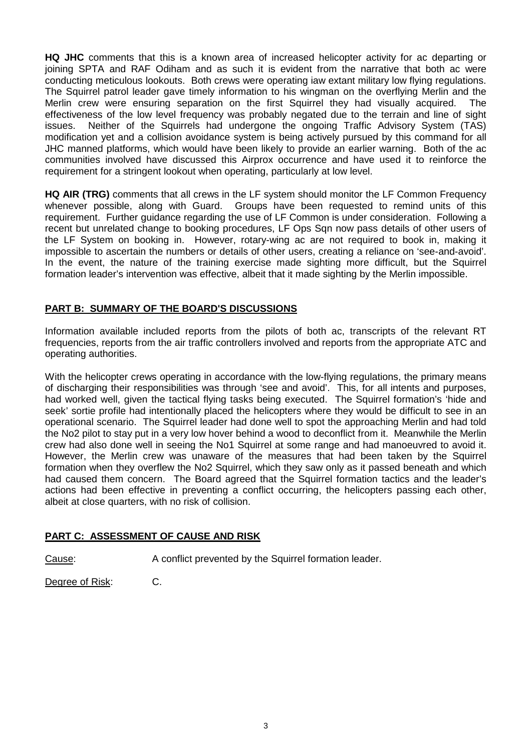**HQ JHC** comments that this is a known area of increased helicopter activity for ac departing or joining SPTA and RAF Odiham and as such it is evident from the narrative that both ac were conducting meticulous lookouts. Both crews were operating iaw extant military low flying regulations. The Squirrel patrol leader gave timely information to his wingman on the overflying Merlin and the Merlin crew were ensuring separation on the first Squirrel they had visually acquired. The effectiveness of the low level frequency was probably negated due to the terrain and line of sight issues. Neither of the Squirrels had undergone the ongoing Traffic Advisory System (TAS) modification yet and a collision avoidance system is being actively pursued by this command for all JHC manned platforms, which would have been likely to provide an earlier warning. Both of the ac communities involved have discussed this Airprox occurrence and have used it to reinforce the requirement for a stringent lookout when operating, particularly at low level.

**HQ AIR (TRG)** comments that all crews in the LF system should monitor the LF Common Frequency whenever possible, along with Guard. Groups have been requested to remind units of this requirement. Further guidance regarding the use of LF Common is under consideration. Following a recent but unrelated change to booking procedures, LF Ops Sqn now pass details of other users of the LF System on booking in. However, rotary-wing ac are not required to book in, making it impossible to ascertain the numbers or details of other users, creating a reliance on 'see-and-avoid'. In the event, the nature of the training exercise made sighting more difficult, but the Squirrel formation leader's intervention was effective, albeit that it made sighting by the Merlin impossible.

## PART B: SUMMARY OF THE BOARD'S DISCUSSIONS

Information available included reports from the pilots of both ac, transcripts of the relevant RT frequencies, reports from the air traffic controllers involved and reports from the appropriate ATC and operating authorities.

With the helicopter crews operating in accordance with the low-flying regulations, the primary means of discharging their responsibilities was through 'see and avoid'. This, for all intents and purposes, had worked well, given the tactical flying tasks being executed. The Squirrel formation's 'hide and seek' sortie profile had intentionally placed the helicopters where they would be difficult to see in an operational scenario. The Squirrel leader had done well to spot the approaching Merlin and had told the No2 pilot to stay put in a very low hover behind a wood to deconflict from it. Meanwhile the Merlin crew had also done well in seeing the No1 Squirrel at some range and had manoeuvred to avoid it. However, the Merlin crew was unaware of the measures that had been taken by the Squirrel formation when they overflew the No2 Squirrel, which they saw only as it passed beneath and which had caused them concern. The Board agreed that the Squirrel formation tactics and the leader's actions had been effective in preventing a conflict occurring, the helicopters passing each other, albeit at close quarters, with no risk of collision.

## PART C: ASSESSMENT OF CAUSE AND RISK

Cause: A conflict prevented by the Squirrel formation leader.

Degree of Risk: C.